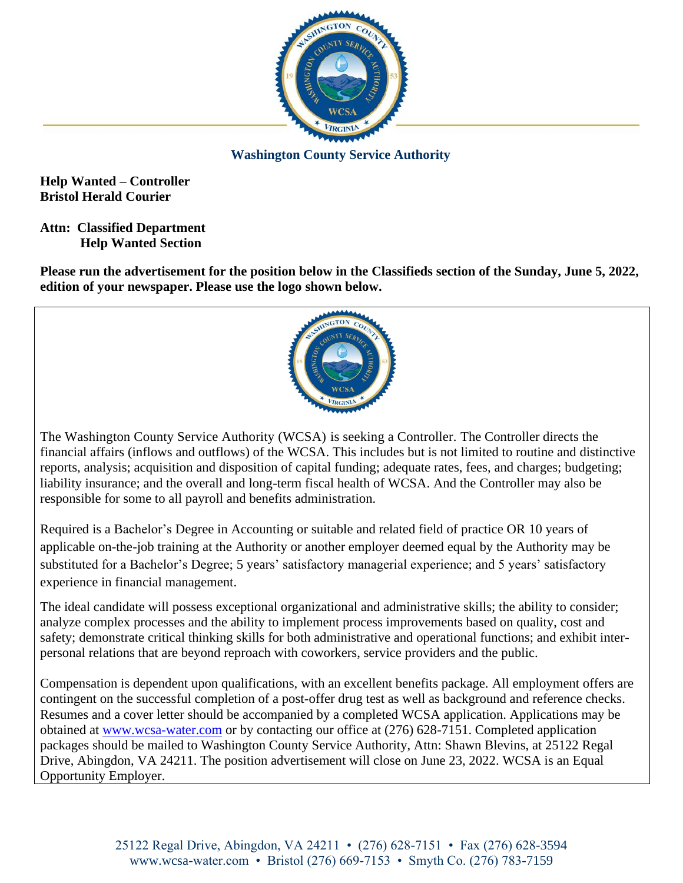**Washington County Service Authority**

**Help Wanted – Controller**
**Bristol Herald Courier**

**Attn: Classified Department**
**Help Wanted Section**

**Please run the advertisement for the position below in the Classifieds section of the Sunday, June 5, 2022, edition of your newspaper. Please use the logo shown below.**

The Washington County Service Authority (WCSA) is seeking a Controller. The Controller directs the financial affairs (inflows and outflows) of the WCSA. This includes but is not limited to routine and distinctive reports, analysis; acquisition and disposition of capital funding; adequate rates, fees, and charges; budgeting; liability insurance; and the overall and long-term fiscal health of WCSA. And the Controller may also be responsible for some to all payroll and benefits administration.

Required is a Bachelor's Degree in Accounting or suitable and related field of practice OR 10 years of applicable on-the-job training at the Authority or another employer deemed equal by the Authority may be substituted for a Bachelor's Degree; 5 years' satisfactory managerial experience; and 5 years' satisfactory experience in financial management.

The ideal candidate will possess exceptional organizational and administrative skills; the ability to consider; analyze complex processes and the ability to implement process improvements based on quality, cost and safety; demonstrate critical thinking skills for both administrative and operational functions; and exhibit inter-personal relations that are beyond reproach with coworkers, service providers and the public.

Compensation is dependent upon qualifications, with an excellent benefits package. All employment offers are contingent on the successful completion of a post-offer drug test as well as background and reference checks. Resumes and a cover letter should be accompanied by a completed WCSA application. Applications may be obtained at www.wcsa-water.com or by contacting our office at (276) 628-7151. Completed application packages should be mailed to Washington County Service Authority, Attn: Shawn Blevins, at 25122 Regal Drive, Abingdon, VA 24211. The position advertisement will close on June 23, 2022. WCSA is an Equal Opportunity Employer.

25122 Regal Drive, Abingdon, VA 24211 • (276) 628-7151 • Fax (276) 628-3594
www.wcsa-water.com • Bristol (276) 669-7153 • Smyth Co. (276) 783-7159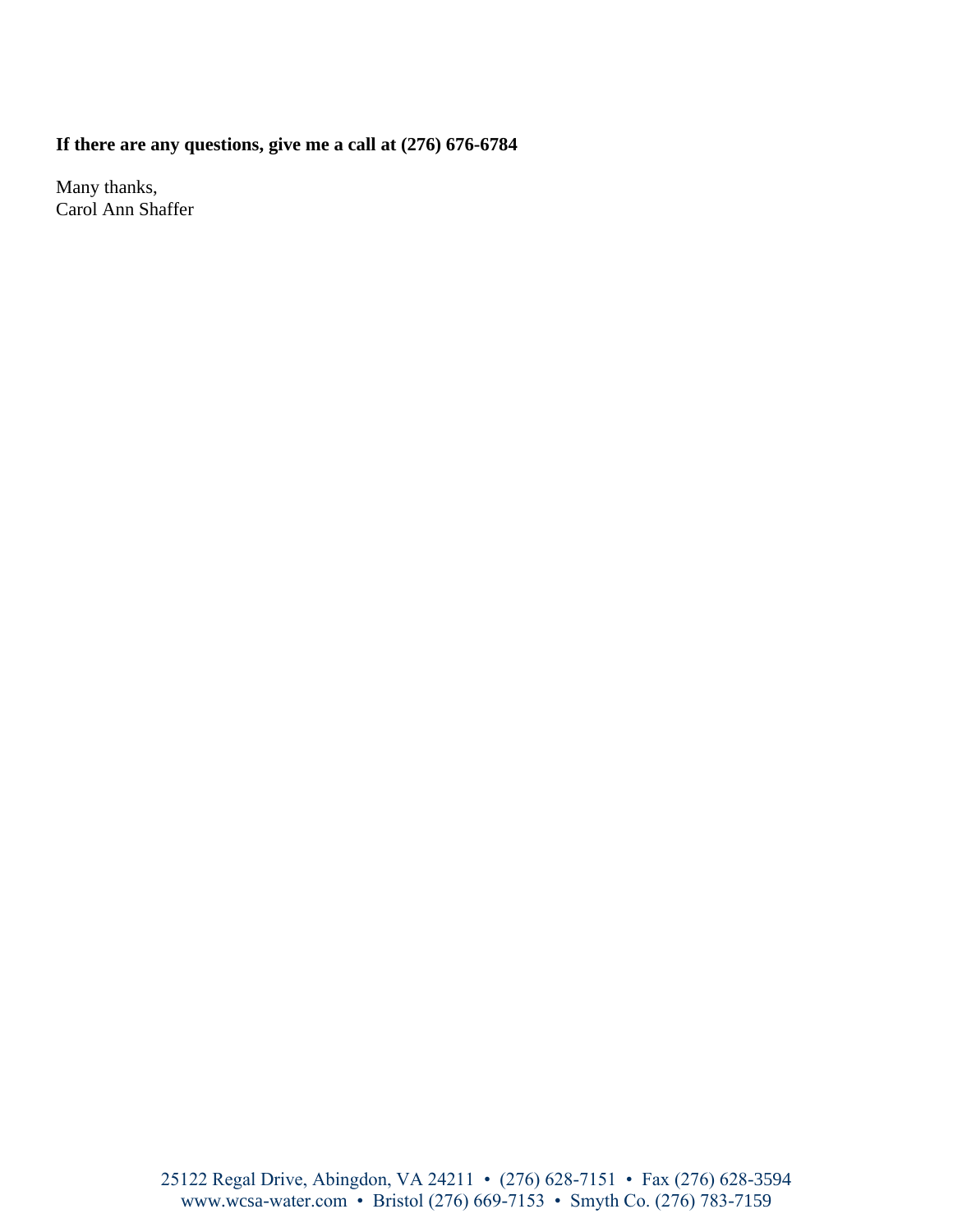**If there are any questions, give me a call at (276) 676-6784**

Many thanks,
Carol Ann Shaffer